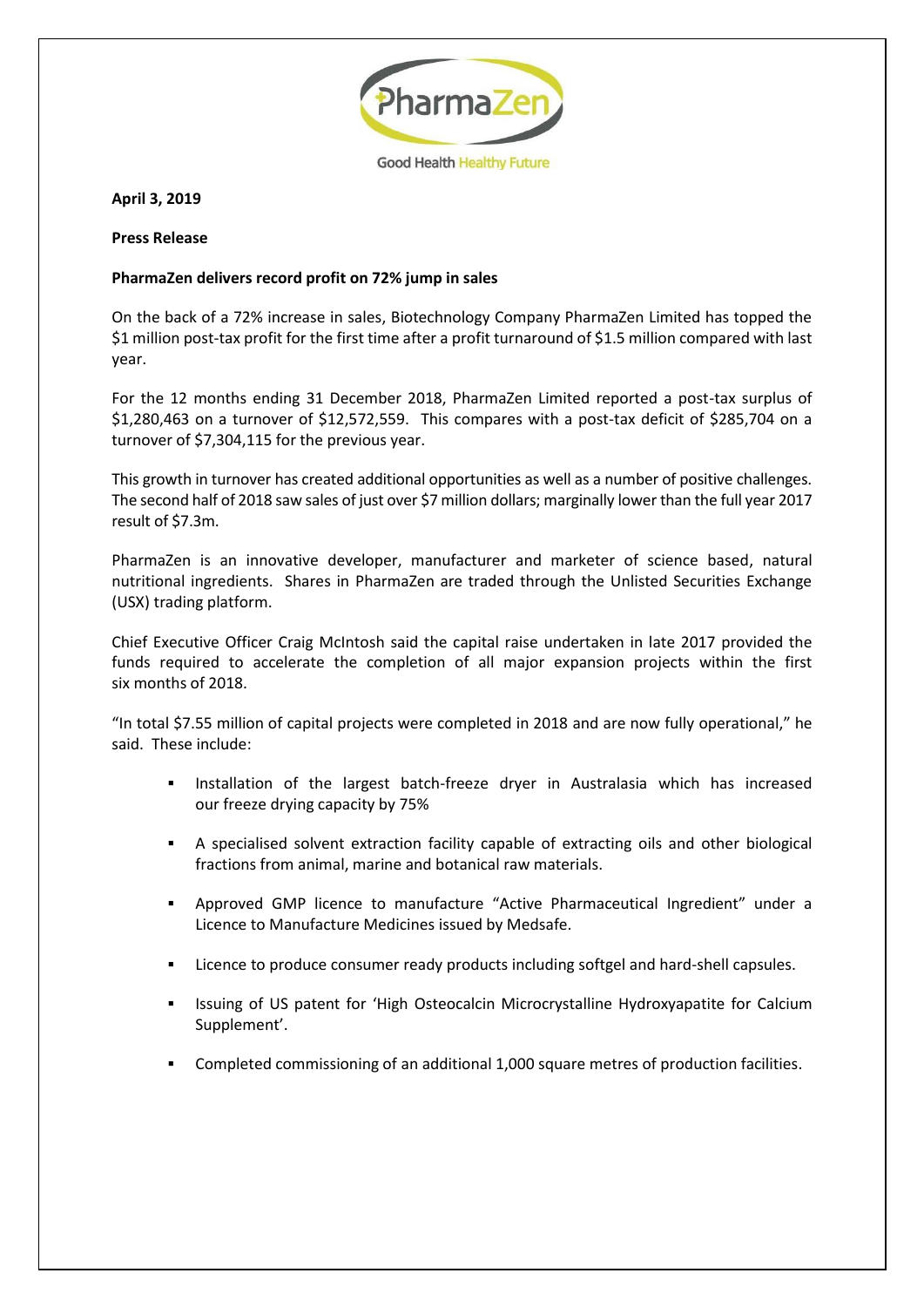**April 3, 2019**

**Press Release**

**PharmaZen delivers record profit on 72% jump in sales**

On the back of a 72% increase in sales, Biotechnology Company PharmaZen Limited has topped the $1 million post-tax profit for the first time after a profit turnaround of $1.5 million compared with last year.

For the 12 months ending 31 December 2018, PharmaZen Limited reported a post-tax surplus of $1,280,463 on a turnover of $12,572,559. This compares with a post-tax deficit of $285,704 on a turnover of $7,304,115 for the previous year.

This growth in turnover has created additional opportunities as well as a number of positive challenges. The second half of 2018 saw sales of just over $7 million dollars; marginally lower than the full year 2017 result of $7.3m.

PharmaZen is an innovative developer, manufacturer and marketer of science based, natural nutritional ingredients. Shares in PharmaZen are traded through the Unlisted Securities Exchange (USX) trading platform.

Chief Executive Officer Craig McIntosh said the capital raise undertaken in late 2017 provided the funds required to accelerate the completion of all major expansion projects within the first six months of 2018.

"In total $7.55 million of capital projects were completed in 2018 and are now fully operational," he said. These include:

- Installation of the largest batch-freeze dryer in Australasia which has increased our freeze drying capacity by 75%
- A specialised solvent extraction facility capable of extracting oils and other biological fractions from animal, marine and botanical raw materials.
- Approved GMP licence to manufacture "Active Pharmaceutical Ingredient" under a Licence to Manufacture Medicines issued by Medsafe.
- Licence to produce consumer ready products including softgel and hard-shell capsules.
- Issuing of US patent for 'High Osteocalcin Microcrystalline Hydroxyapatite for Calcium Supplement'.
- Completed commissioning of an additional 1,000 square metres of production facilities.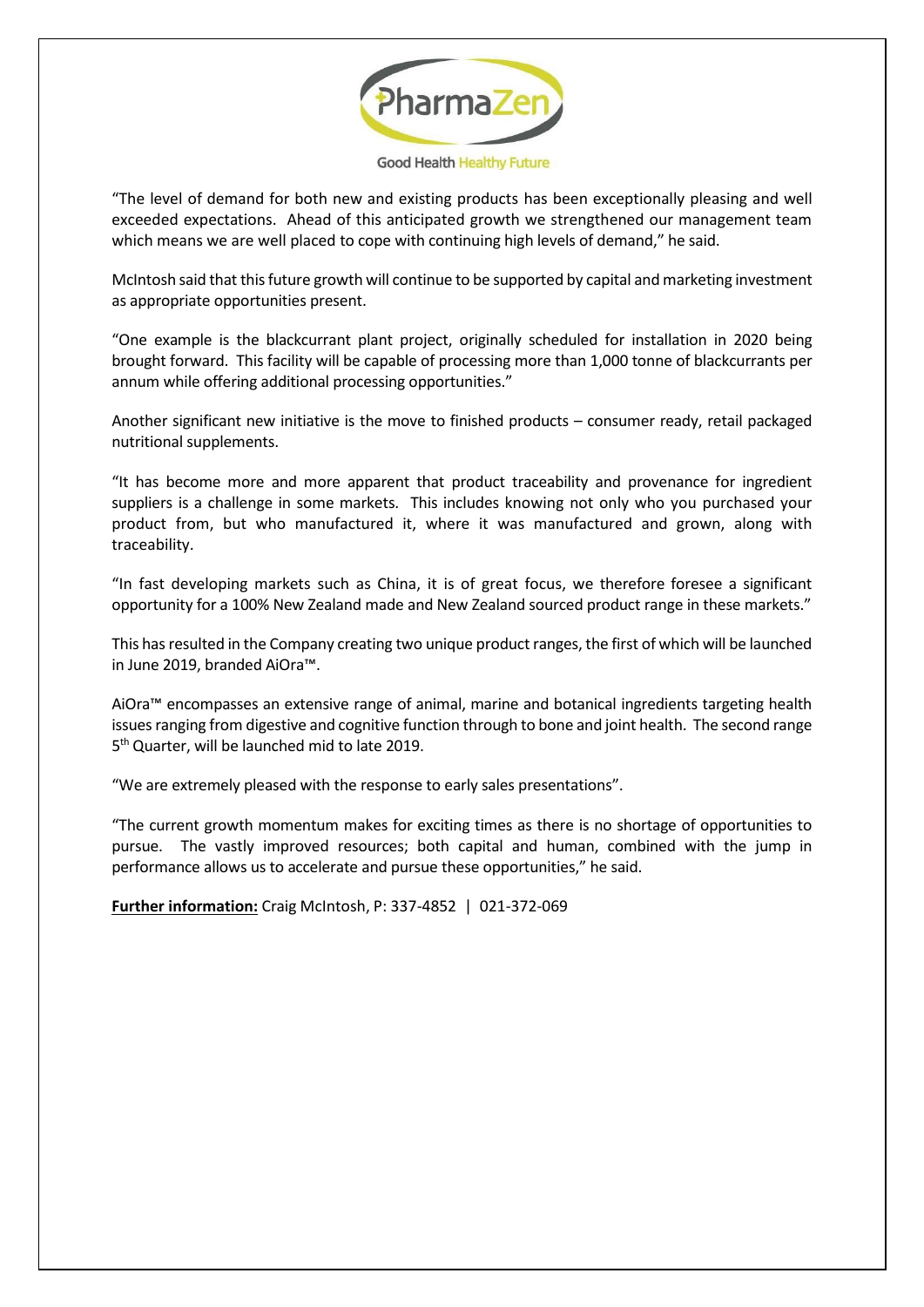"The level of demand for both new and existing products has been exceptionally pleasing and well exceeded expectations. Ahead of this anticipated growth we strengthened our management team which means we are well placed to cope with continuing high levels of demand," he said.

McIntosh said that this future growth will continue to be supported by capital and marketing investment as appropriate opportunities present.

"One example is the blackcurrant plant project, originally scheduled for installation in 2020 being brought forward. This facility will be capable of processing more than 1,000 tonne of blackcurrants per annum while offering additional processing opportunities."

Another significant new initiative is the move to finished products – consumer ready, retail packaged nutritional supplements.

"It has become more and more apparent that product traceability and provenance for ingredient suppliers is a challenge in some markets. This includes knowing not only who you purchased your product from, but who manufactured it, where it was manufactured and grown, along with traceability.

"In fast developing markets such as China, it is of great focus, we therefore foresee a significant opportunity for a 100% New Zealand made and New Zealand sourced product range in these markets."

This has resulted in the Company creating two unique product ranges, the first of which will be launched in June 2019, branded AiOra™.

AiOra™ encompasses an extensive range of animal, marine and botanical ingredients targeting health issues ranging from digestive and cognitive function through to bone and joint health. The second range 5th Quarter, will be launched mid to late 2019.

"We are extremely pleased with the response to early sales presentations".

"The current growth momentum makes for exciting times as there is no shortage of opportunities to pursue. The vastly improved resources; both capital and human, combined with the jump in performance allows us to accelerate and pursue these opportunities," he said.

**Further information:** Craig McIntosh, P: 337-4852 | 021-372-069